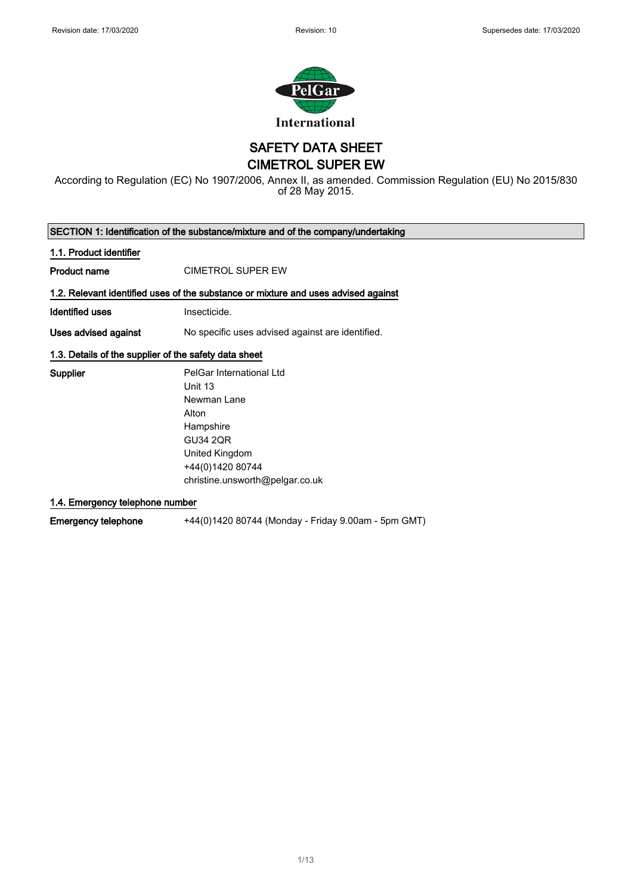Revision date: 17/03/2020 Revision: 10 Supersedes date: 17/03/2020

PelGar International

# SAFETY DATA SHEET
# CIMETROL SUPER EW

According to Regulation (EC) No 1907/2006, Annex II, as amended. Commission Regulation (EU) No 2015/830 of 28 May 2015.

## SECTION 1: Identification of the substance/mixture and of the company/undertaking

### 1.1. Product identifier

**Product name** CIMETROL SUPER EW

### 1.2. Relevant identified uses of the substance or mixture and uses advised against

**Identified uses** Insecticide.

**Uses advised against** No specific uses advised against are identified.

### 1.3. Details of the supplier of the safety data sheet

**Supplier**
PelGar International Ltd
Unit 13
Newman Lane
Alton
Hampshire
GU34 2QR
United Kingdom
+44(0)1420 80744
christine.unsworth@pelgar.co.uk

### 1.4. Emergency telephone number

**Emergency telephone** +44(0)1420 80744 (Monday - Friday 9.00am - 5pm GMT)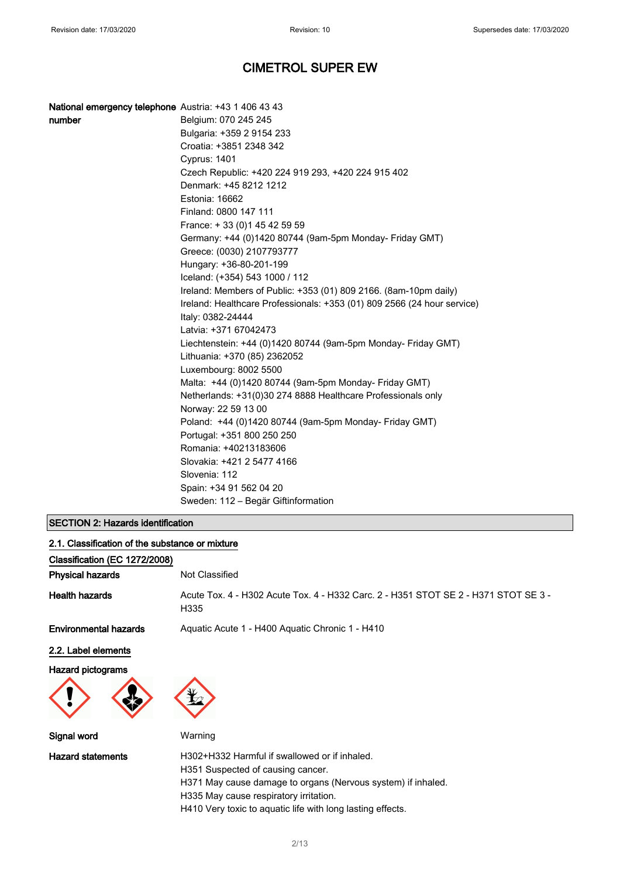# CIMETROL SUPER EW

| | |
|---|---|
| **National emergency telephone number** | Austria: +43 1 406 43 43 |
| | Belgium: 070 245 245 |
| | Bulgaria: +359 2 9154 233 |
| | Croatia: +3851 2348 342 |
| | Cyprus: 1401 |
| | Czech Republic: +420 224 919 293, +420 224 915 402 |
| | Denmark: +45 8212 1212 |
| | Estonia: 16662 |
| | Finland: 0800 147 111 |
| | France: + 33 (0)1 45 42 59 59 |
| | Germany: +44 (0)1420 80744 (9am-5pm Monday- Friday GMT) |
| | Greece: (0030) 2107793777 |
| | Hungary: +36-80-201-199 |
| | Iceland: (+354) 543 1000 / 112 |
| | Ireland: Members of Public: +353 (01) 809 2166. (8am-10pm daily) |
| | Ireland: Healthcare Professionals: +353 (01) 809 2566 (24 hour service) |
| | Italy: 0382-24444 |
| | Latvia: +371 67042473 |
| | Liechtenstein: +44 (0)1420 80744 (9am-5pm Monday- Friday GMT) |
| | Lithuania: +370 (85) 2362052 |
| | Luxembourg: 8002 5500 |
| | Malta: +44 (0)1420 80744 (9am-5pm Monday- Friday GMT) |
| | Netherlands: +31(0)30 274 8888 Healthcare Professionals only |
| | Norway: 22 59 13 00 |
| | Poland: +44 (0)1420 80744 (9am-5pm Monday- Friday GMT) |
| | Portugal: +351 800 250 250 |
| | Romania: +40213183606 |
| | Slovakia: +421 2 5477 4166 |
| | Slovenia: 112 |
| | Spain: +34 91 562 04 20 |
| | Sweden: 112 – Begär Giftinformation |

## SECTION 2: Hazards identification

### 2.1. Classification of the substance or mixture

**Classification (EC 1272/2008)**

| | |
|---|---|
| **Physical hazards** | Not Classified |
| **Health hazards** | Acute Tox. 4 - H302 Acute Tox. 4 - H332 Carc. 2 - H351 STOT SE 2 - H371 STOT SE 3 - H335 |
| **Environmental hazards** | Aquatic Acute 1 - H400 Aquatic Chronic 1 - H410 |

### 2.2. Label elements

**Hazard pictograms**

| | |
|---|---|
| **Signal word** | Warning |
| **Hazard statements** | H302+H332 Harmful if swallowed or if inhaled.<br>H351 Suspected of causing cancer.<br>H371 May cause damage to organs (Nervous system) if inhaled.<br>H335 May cause respiratory irritation.<br>H410 Very toxic to aquatic life with long lasting effects. |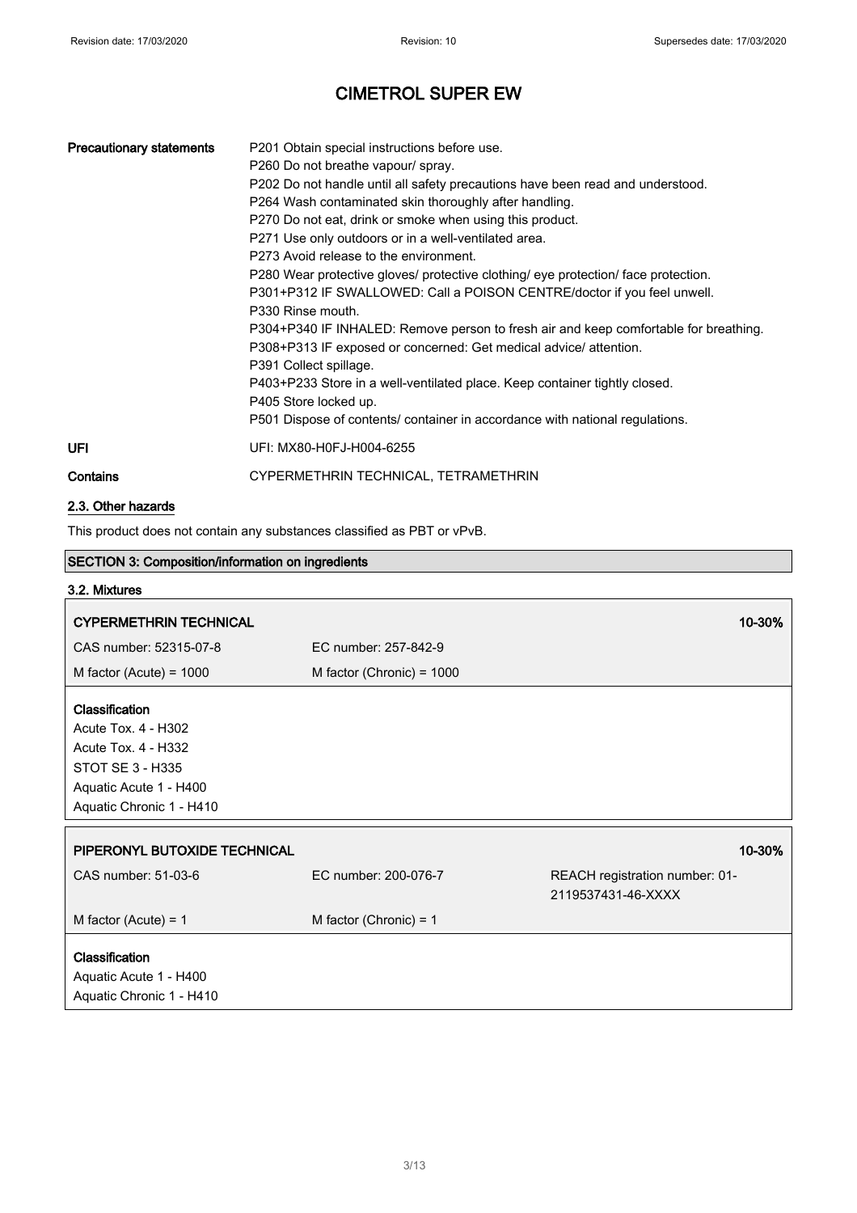# CIMETROL SUPER EW

| | |
|---|---|
| **Precautionary statements** | P201 Obtain special instructions before use.<br>P260 Do not breathe vapour/ spray.<br>P202 Do not handle until all safety precautions have been read and understood.<br>P264 Wash contaminated skin thoroughly after handling.<br>P270 Do not eat, drink or smoke when using this product.<br>P271 Use only outdoors or in a well-ventilated area.<br>P273 Avoid release to the environment.<br>P280 Wear protective gloves/ protective clothing/ eye protection/ face protection.<br>P301+P312 IF SWALLOWED: Call a POISON CENTRE/doctor if you feel unwell.<br>P330 Rinse mouth.<br>P304+P340 IF INHALED: Remove person to fresh air and keep comfortable for breathing.<br>P308+P313 IF exposed or concerned: Get medical advice/ attention.<br>P391 Collect spillage.<br>P403+P233 Store in a well-ventilated place. Keep container tightly closed.<br>P405 Store locked up.<br>P501 Dispose of contents/ container in accordance with national regulations. |
| **UFI** | UFI: MX80-H0FJ-H004-6255 |
| **Contains** | CYPERMETHRIN TECHNICAL, TETRAMETHRIN |

## 2.3. Other hazards

This product does not contain any substances classified as PBT or vPvB.

## SECTION 3: Composition/information on ingredients

### 3.2. Mixtures

| **CYPERMETHRIN TECHNICAL** | | **10-30%** |
|---|---|---|
| CAS number: 52315-07-8 | EC number: 257-842-9 | |
| M factor (Acute) = 1000 | M factor (Chronic) = 1000 | |

**Classification**
Acute Tox. 4 - H302
Acute Tox. 4 - H332
STOT SE 3 - H335
Aquatic Acute 1 - H400
Aquatic Chronic 1 - H410

| **PIPERONYL BUTOXIDE TECHNICAL** | | **10-30%** |
|---|---|---|
| CAS number: 51-03-6 | EC number: 200-076-7 | REACH registration number: 01-2119537431-46-XXXX |
| M factor (Acute) = 1 | M factor (Chronic) = 1 | |

**Classification**
Aquatic Acute 1 - H400
Aquatic Chronic 1 - H410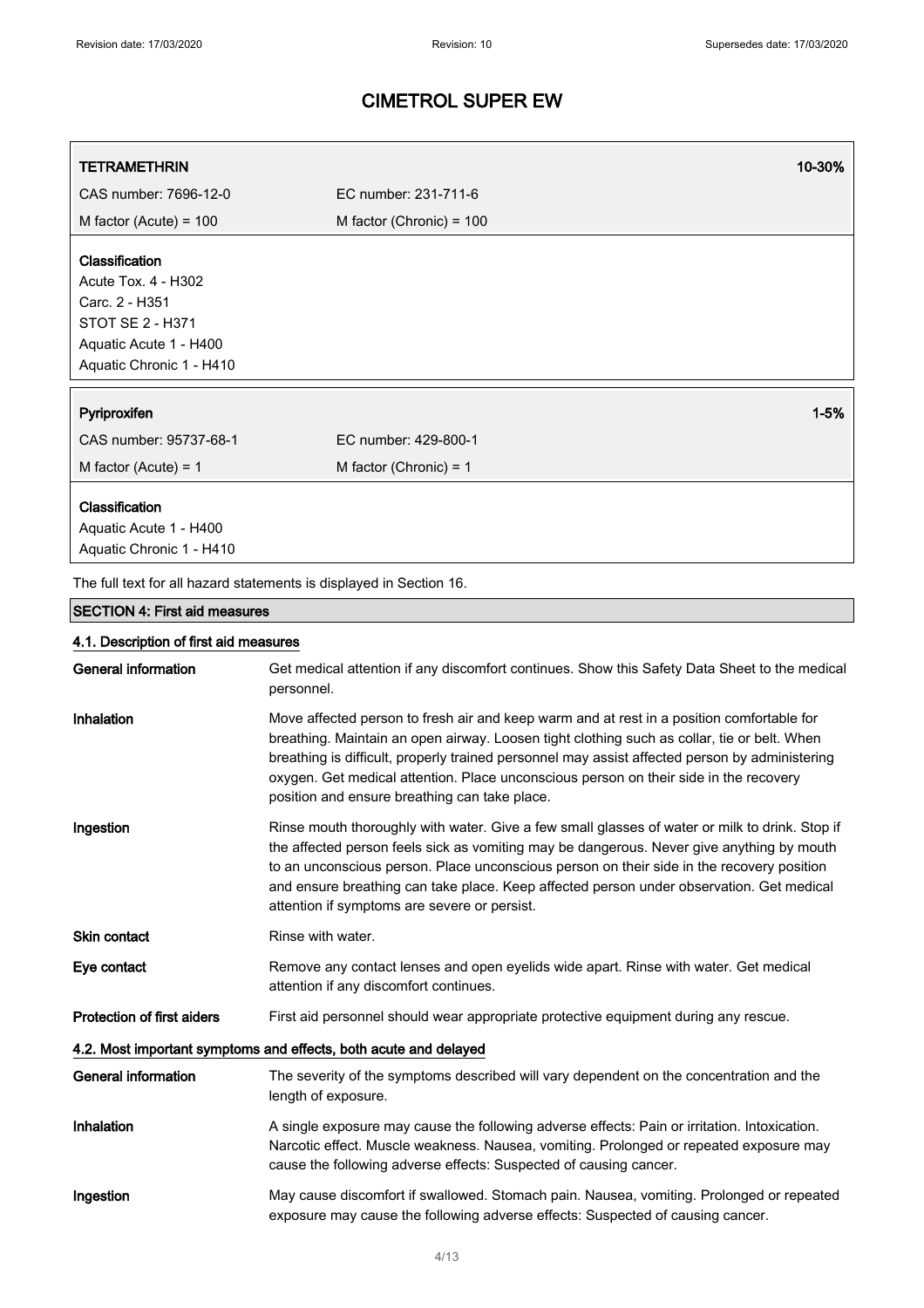| **TETRAMETHRIN** | **10-30%** |
| --- | --- |
| CAS number: 7696-12-0 | EC number: 231-711-6 |
| M factor (Acute) = 100 | M factor (Chronic) = 100 |

**Classification**
Acute Tox. 4 - H302
Carc. 2 - H351
STOT SE 2 - H371
Aquatic Acute 1 - H400
Aquatic Chronic 1 - H410

| **Pyriproxifen** | **1-5%** |
| --- | --- |
| CAS number: 95737-68-1 | EC number: 429-800-1 |
| M factor (Acute) = 1 | M factor (Chronic) = 1 |

**Classification**
Aquatic Acute 1 - H400
Aquatic Chronic 1 - H410

The full text for all hazard statements is displayed in Section 16.

## SECTION 4: First aid measures

### 4.1. Description of first aid measures

**General information** Get medical attention if any discomfort continues. Show this Safety Data Sheet to the medical personnel.

**Inhalation** Move affected person to fresh air and keep warm and at rest in a position comfortable for breathing. Maintain an open airway. Loosen tight clothing such as collar, tie or belt. When breathing is difficult, properly trained personnel may assist affected person by administering oxygen. Get medical attention. Place unconscious person on their side in the recovery position and ensure breathing can take place.

**Ingestion** Rinse mouth thoroughly with water. Give a few small glasses of water or milk to drink. Stop if the affected person feels sick as vomiting may be dangerous. Never give anything by mouth to an unconscious person. Place unconscious person on their side in the recovery position and ensure breathing can take place. Keep affected person under observation. Get medical attention if symptoms are severe or persist.

**Skin contact** Rinse with water.

**Eye contact** Remove any contact lenses and open eyelids wide apart. Rinse with water. Get medical attention if any discomfort continues.

**Protection of first aiders** First aid personnel should wear appropriate protective equipment during any rescue.

### 4.2. Most important symptoms and effects, both acute and delayed

**General information** The severity of the symptoms described will vary dependent on the concentration and the length of exposure.

**Inhalation** A single exposure may cause the following adverse effects: Pain or irritation. Intoxication. Narcotic effect. Muscle weakness. Nausea, vomiting. Prolonged or repeated exposure may cause the following adverse effects: Suspected of causing cancer.

**Ingestion** May cause discomfort if swallowed. Stomach pain. Nausea, vomiting. Prolonged or repeated exposure may cause the following adverse effects: Suspected of causing cancer.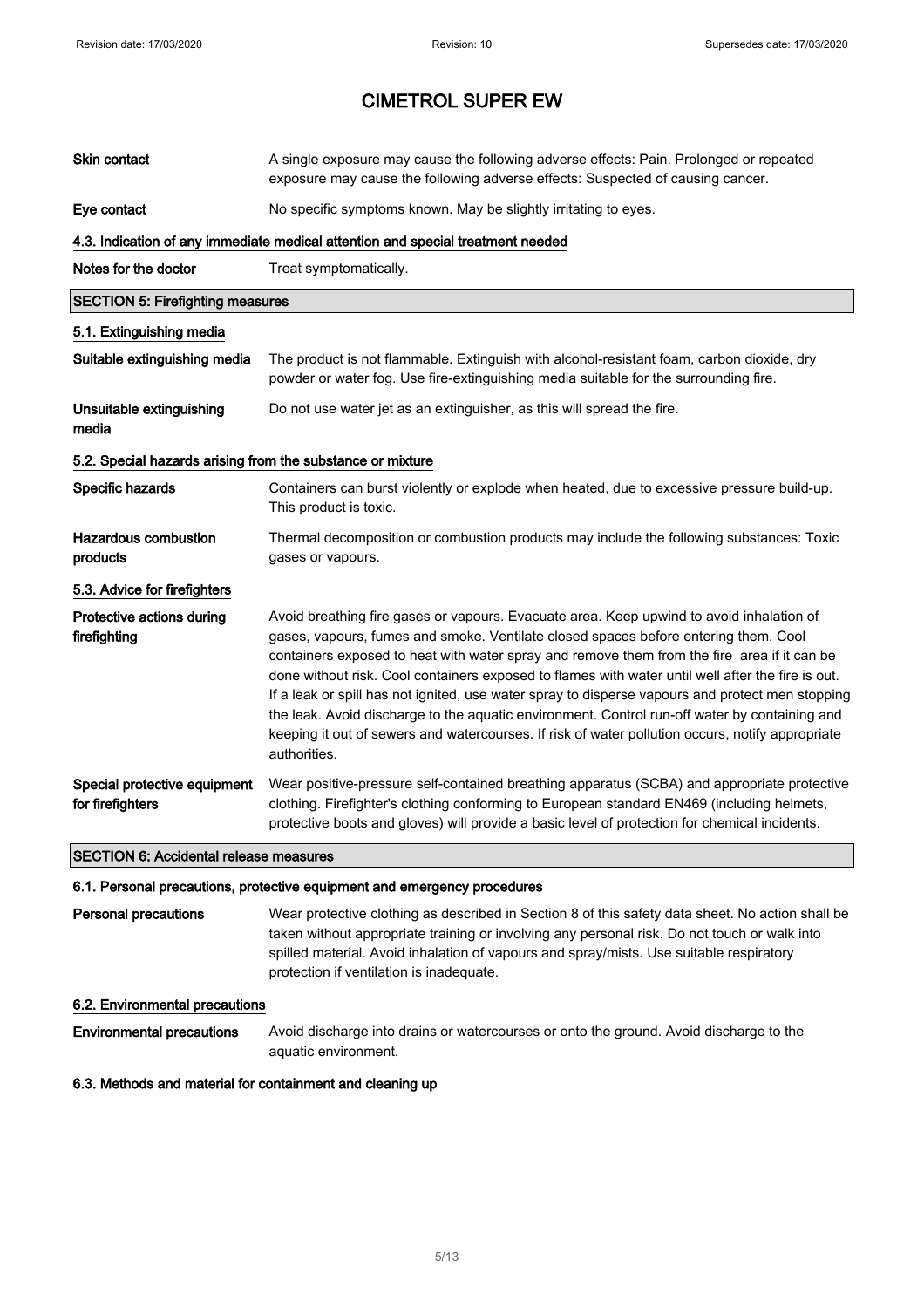# CIMETROL SUPER EW

| | |
|---|---|
| **Skin contact** | A single exposure may cause the following adverse effects: Pain. Prolonged or repeated exposure may cause the following adverse effects: Suspected of causing cancer. |
| **Eye contact** | No specific symptoms known. May be slightly irritating to eyes. |

### 4.3. Indication of any immediate medical attention and special treatment needed

| | |
|---|---|
| **Notes for the doctor** | Treat symptomatically. |

## SECTION 5: Firefighting measures

### 5.1. Extinguishing media

| | |
|---|---|
| **Suitable extinguishing media** | The product is not flammable. Extinguish with alcohol-resistant foam, carbon dioxide, dry powder or water fog. Use fire-extinguishing media suitable for the surrounding fire. |
| **Unsuitable extinguishing media** | Do not use water jet as an extinguisher, as this will spread the fire. |

### 5.2. Special hazards arising from the substance or mixture

| | |
|---|---|
| **Specific hazards** | Containers can burst violently or explode when heated, due to excessive pressure build-up. This product is toxic. |
| **Hazardous combustion products** | Thermal decomposition or combustion products may include the following substances: Toxic gases or vapours. |

### 5.3. Advice for firefighters

| | |
|---|---|
| **Protective actions during firefighting** | Avoid breathing fire gases or vapours. Evacuate area. Keep upwind to avoid inhalation of gases, vapours, fumes and smoke. Ventilate closed spaces before entering them. Cool containers exposed to heat with water spray and remove them from the fire area if it can be done without risk. Cool containers exposed to flames with water until well after the fire is out. If a leak or spill has not ignited, use water spray to disperse vapours and protect men stopping the leak. Avoid discharge to the aquatic environment. Control run-off water by containing and keeping it out of sewers and watercourses. If risk of water pollution occurs, notify appropriate authorities. |
| **Special protective equipment for firefighters** | Wear positive-pressure self-contained breathing apparatus (SCBA) and appropriate protective clothing. Firefighter's clothing conforming to European standard EN469 (including helmets, protective boots and gloves) will provide a basic level of protection for chemical incidents. |

## SECTION 6: Accidental release measures

### 6.1. Personal precautions, protective equipment and emergency procedures

| | |
|---|---|
| **Personal precautions** | Wear protective clothing as described in Section 8 of this safety data sheet. No action shall be taken without appropriate training or involving any personal risk. Do not touch or walk into spilled material. Avoid inhalation of vapours and spray/mists. Use suitable respiratory protection if ventilation is inadequate. |

### 6.2. Environmental precautions

| | |
|---|---|
| **Environmental precautions** | Avoid discharge into drains or watercourses or onto the ground. Avoid discharge to the aquatic environment. |

### 6.3. Methods and material for containment and cleaning up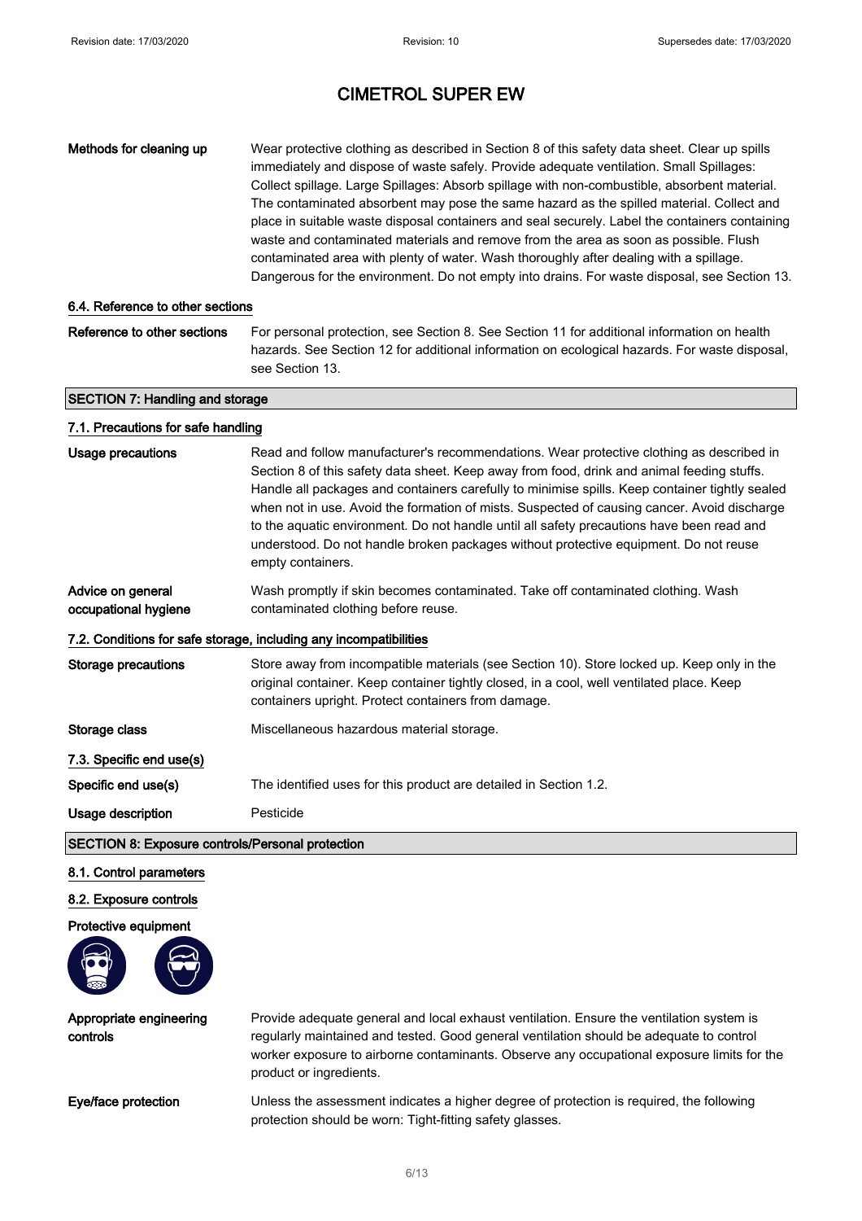# CIMETROL SUPER EW

**Methods for cleaning up** Wear protective clothing as described in Section 8 of this safety data sheet. Clear up spills immediately and dispose of waste safely. Provide adequate ventilation. Small Spillages: Collect spillage. Large Spillages: Absorb spillage with non-combustible, absorbent material. The contaminated absorbent may pose the same hazard as the spilled material. Collect and place in suitable waste disposal containers and seal securely. Label the containers containing waste and contaminated materials and remove from the area as soon as possible. Flush contaminated area with plenty of water. Wash thoroughly after dealing with a spillage. Dangerous for the environment. Do not empty into drains. For waste disposal, see Section 13.

### 6.4. Reference to other sections

**Reference to other sections** For personal protection, see Section 8. See Section 11 for additional information on health hazards. See Section 12 for additional information on ecological hazards. For waste disposal, see Section 13.

## SECTION 7: Handling and storage

### 7.1. Precautions for safe handling

**Usage precautions** Read and follow manufacturer's recommendations. Wear protective clothing as described in Section 8 of this safety data sheet. Keep away from food, drink and animal feeding stuffs. Handle all packages and containers carefully to minimise spills. Keep container tightly sealed when not in use. Avoid the formation of mists. Suspected of causing cancer. Avoid discharge to the aquatic environment. Do not handle until all safety precautions have been read and understood. Do not handle broken packages without protective equipment. Do not reuse empty containers.

**Advice on general occupational hygiene** Wash promptly if skin becomes contaminated. Take off contaminated clothing. Wash contaminated clothing before reuse.

### 7.2. Conditions for safe storage, including any incompatibilities

**Storage precautions** Store away from incompatible materials (see Section 10). Store locked up. Keep only in the original container. Keep container tightly closed, in a cool, well ventilated place. Keep containers upright. Protect containers from damage.

**Storage class** Miscellaneous hazardous material storage.

### 7.3. Specific end use(s)

**Specific end use(s)** The identified uses for this product are detailed in Section 1.2.

**Usage description** Pesticide

## SECTION 8: Exposure controls/Personal protection

### 8.1. Control parameters

### 8.2. Exposure controls

**Protective equipment**

**Appropriate engineering controls** Provide adequate general and local exhaust ventilation. Ensure the ventilation system is regularly maintained and tested. Good general ventilation should be adequate to control worker exposure to airborne contaminants. Observe any occupational exposure limits for the product or ingredients.

**Eye/face protection** Unless the assessment indicates a higher degree of protection is required, the following protection should be worn: Tight-fitting safety glasses.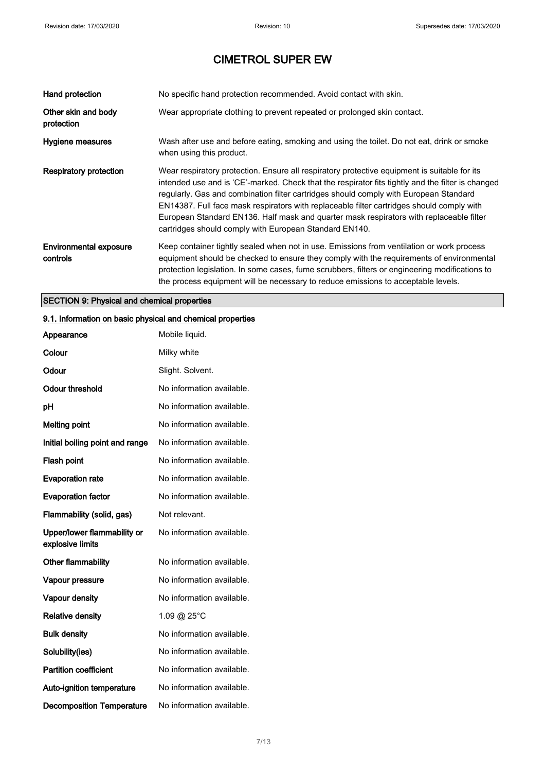# CIMETROL SUPER EW

| | |
|---|---|
| **Hand protection** | No specific hand protection recommended. Avoid contact with skin. |
| **Other skin and body protection** | Wear appropriate clothing to prevent repeated or prolonged skin contact. |
| **Hygiene measures** | Wash after use and before eating, smoking and using the toilet. Do not eat, drink or smoke when using this product. |
| **Respiratory protection** | Wear respiratory protection. Ensure all respiratory protective equipment is suitable for its intended use and is 'CE'-marked. Check that the respirator fits tightly and the filter is changed regularly. Gas and combination filter cartridges should comply with European Standard EN14387. Full face mask respirators with replaceable filter cartridges should comply with European Standard EN136. Half mask and quarter mask respirators with replaceable filter cartridges should comply with European Standard EN140. |
| **Environmental exposure controls** | Keep container tightly sealed when not in use. Emissions from ventilation or work process equipment should be checked to ensure they comply with the requirements of environmental protection legislation. In some cases, fume scrubbers, filters or engineering modifications to the process equipment will be necessary to reduce emissions to acceptable levels. |

## SECTION 9: Physical and chemical properties

### 9.1. Information on basic physical and chemical properties

| | |
|---|---|
| **Appearance** | Mobile liquid. |
| **Colour** | Milky white |
| **Odour** | Slight. Solvent. |
| **Odour threshold** | No information available. |
| **pH** | No information available. |
| **Melting point** | No information available. |
| **Initial boiling point and range** | No information available. |
| **Flash point** | No information available. |
| **Evaporation rate** | No information available. |
| **Evaporation factor** | No information available. |
| **Flammability (solid, gas)** | Not relevant. |
| **Upper/lower flammability or explosive limits** | No information available. |
| **Other flammability** | No information available. |
| **Vapour pressure** | No information available. |
| **Vapour density** | No information available. |
| **Relative density** | 1.09 @ 25°C |
| **Bulk density** | No information available. |
| **Solubility(ies)** | No information available. |
| **Partition coefficient** | No information available. |
| **Auto-ignition temperature** | No information available. |
| **Decomposition Temperature** | No information available. |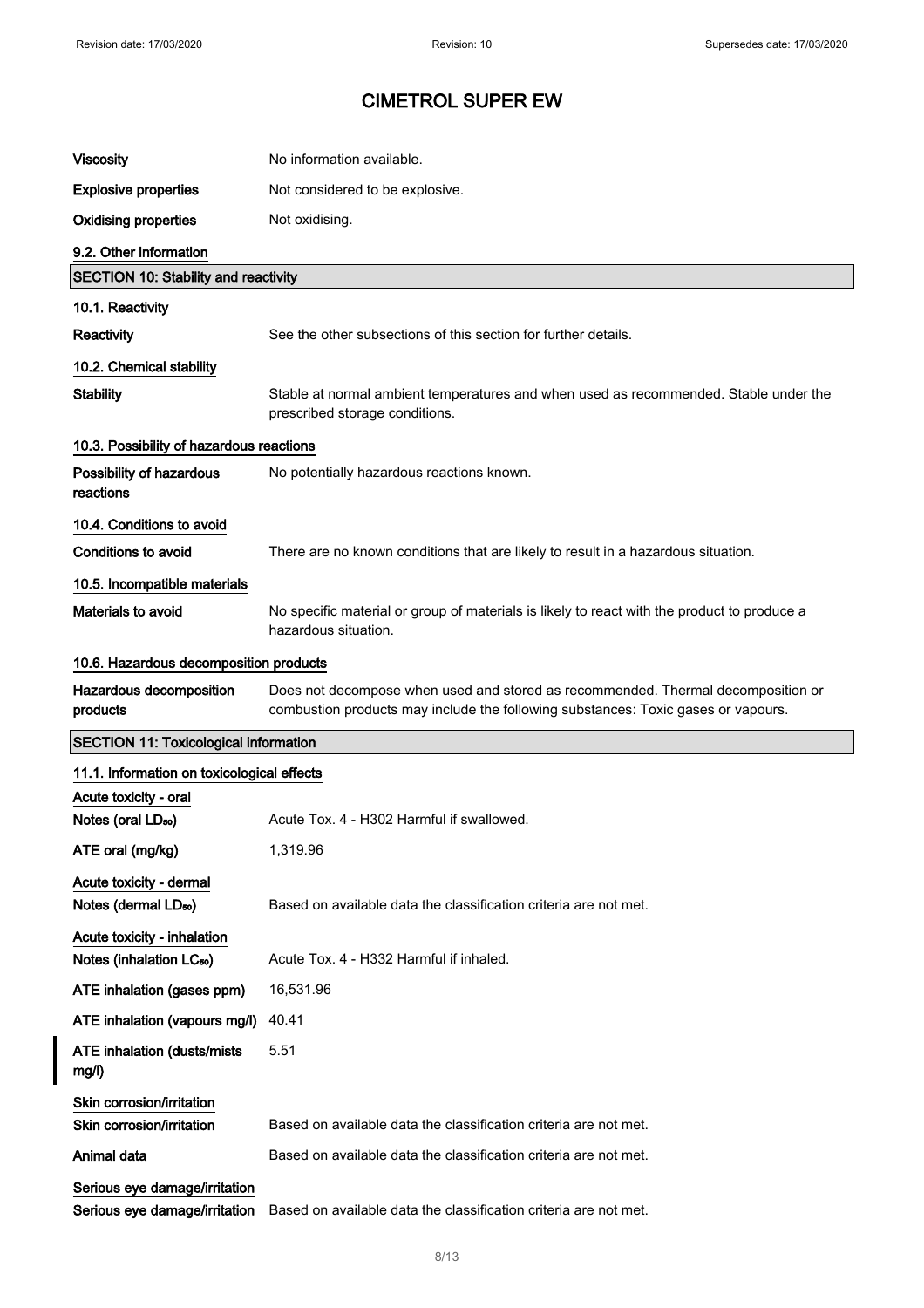# CIMETROL SUPER EW

**Viscosity** No information available.

**Explosive properties** Not considered to be explosive.

**Oxidising properties** Not oxidising.

### 9.2. Other information

## SECTION 10: Stability and reactivity

### 10.1. Reactivity

**Reactivity** See the other subsections of this section for further details.

### 10.2. Chemical stability

**Stability** Stable at normal ambient temperatures and when used as recommended. Stable under the prescribed storage conditions.

### 10.3. Possibility of hazardous reactions

**Possibility of hazardous reactions** No potentially hazardous reactions known.

### 10.4. Conditions to avoid

**Conditions to avoid** There are no known conditions that are likely to result in a hazardous situation.

### 10.5. Incompatible materials

**Materials to avoid** No specific material or group of materials is likely to react with the product to produce a hazardous situation.

### 10.6. Hazardous decomposition products

**Hazardous decomposition products** Does not decompose when used and stored as recommended. Thermal decomposition or combustion products may include the following substances: Toxic gases or vapours.

## SECTION 11: Toxicological information

### 11.1. Information on toxicological effects

**Acute toxicity - oral**

**Notes (oral $LD_{50}$)** Acute Tox. 4 - H302 Harmful if swallowed.

**ATE oral (mg/kg)** 1,319.96

**Acute toxicity - dermal**

**Notes (dermal $LD_{50}$)** Based on available data the classification criteria are not met.

**Acute toxicity - inhalation**

**Notes (inhalation $LC_{50}$)** Acute Tox. 4 - H332 Harmful if inhaled.

**ATE inhalation (gases ppm)** 16,531.96

**ATE inhalation (vapours mg/l)** 40.41

**ATE inhalation (dusts/mists mg/l)** 5.51

**Skin corrosion/irritation**

**Skin corrosion/irritation** Based on available data the classification criteria are not met.

**Animal data** Based on available data the classification criteria are not met.

**Serious eye damage/irritation**

**Serious eye damage/irritation** Based on available data the classification criteria are not met.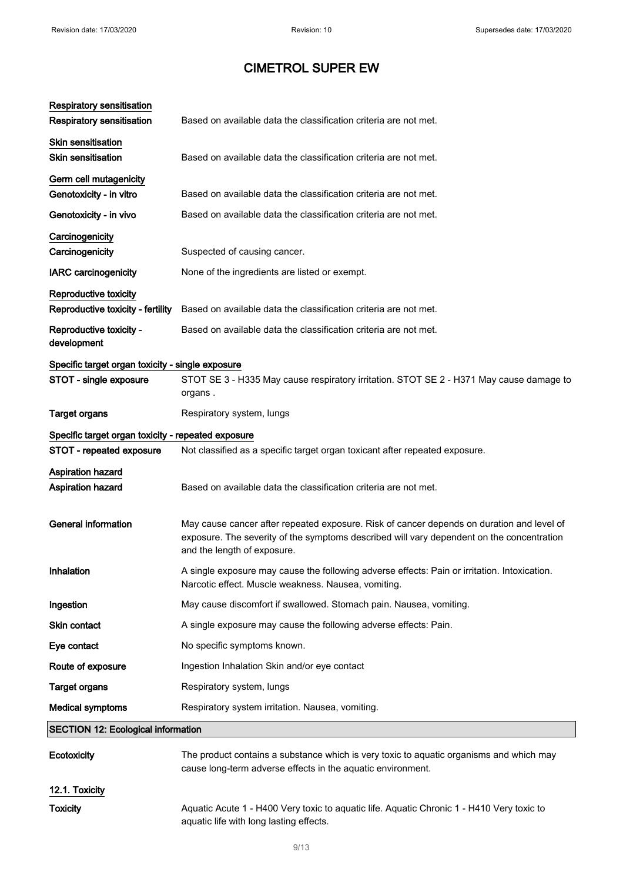# CIMETROL SUPER EW

**Respiratory sensitisation**

| | |
|---|---|
| **Respiratory sensitisation** | Based on available data the classification criteria are not met. |

**Skin sensitisation**

| | |
|---|---|
| **Skin sensitisation** | Based on available data the classification criteria are not met. |

**Germ cell mutagenicity**

| | |
|---|---|
| **Genotoxicity - in vitro** | Based on available data the classification criteria are not met. |
| **Genotoxicity - in vivo** | Based on available data the classification criteria are not met. |

**Carcinogenicity**

| | |
|---|---|
| **Carcinogenicity** | Suspected of causing cancer. |
| **IARC carcinogenicity** | None of the ingredients are listed or exempt. |

**Reproductive toxicity**

| | |
|---|---|
| **Reproductive toxicity - fertility** | Based on available data the classification criteria are not met. |
| **Reproductive toxicity - development** | Based on available data the classification criteria are not met. |

**Specific target organ toxicity - single exposure**

| | |
|---|---|
| **STOT - single exposure** | STOT SE 3 - H335 May cause respiratory irritation. STOT SE 2 - H371 May cause damage to organs . |
| **Target organs** | Respiratory system, lungs |

**Specific target organ toxicity - repeated exposure**

| | |
|---|---|
| **STOT - repeated exposure** | Not classified as a specific target organ toxicant after repeated exposure. |

**Aspiration hazard**

| | |
|---|---|
| **Aspiration hazard** | Based on available data the classification criteria are not met. |

| | |
|---|---|
| **General information** | May cause cancer after repeated exposure. Risk of cancer depends on duration and level of exposure. The severity of the symptoms described will vary dependent on the concentration and the length of exposure. |
| **Inhalation** | A single exposure may cause the following adverse effects: Pain or irritation. Intoxication. Narcotic effect. Muscle weakness. Nausea, vomiting. |
| **Ingestion** | May cause discomfort if swallowed. Stomach pain. Nausea, vomiting. |
| **Skin contact** | A single exposure may cause the following adverse effects: Pain. |
| **Eye contact** | No specific symptoms known. |
| **Route of exposure** | Ingestion Inhalation Skin and/or eye contact |
| **Target organs** | Respiratory system, lungs |
| **Medical symptoms** | Respiratory system irritation. Nausea, vomiting. |

## SECTION 12: Ecological information

| | |
|---|---|
| **Ecotoxicity** | The product contains a substance which is very toxic to aquatic organisms and which may cause long-term adverse effects in the aquatic environment. |

**12.1. Toxicity**

| | |
|---|---|
| **Toxicity** | Aquatic Acute 1 - H400 Very toxic to aquatic life. Aquatic Chronic 1 - H410 Very toxic to aquatic life with long lasting effects. |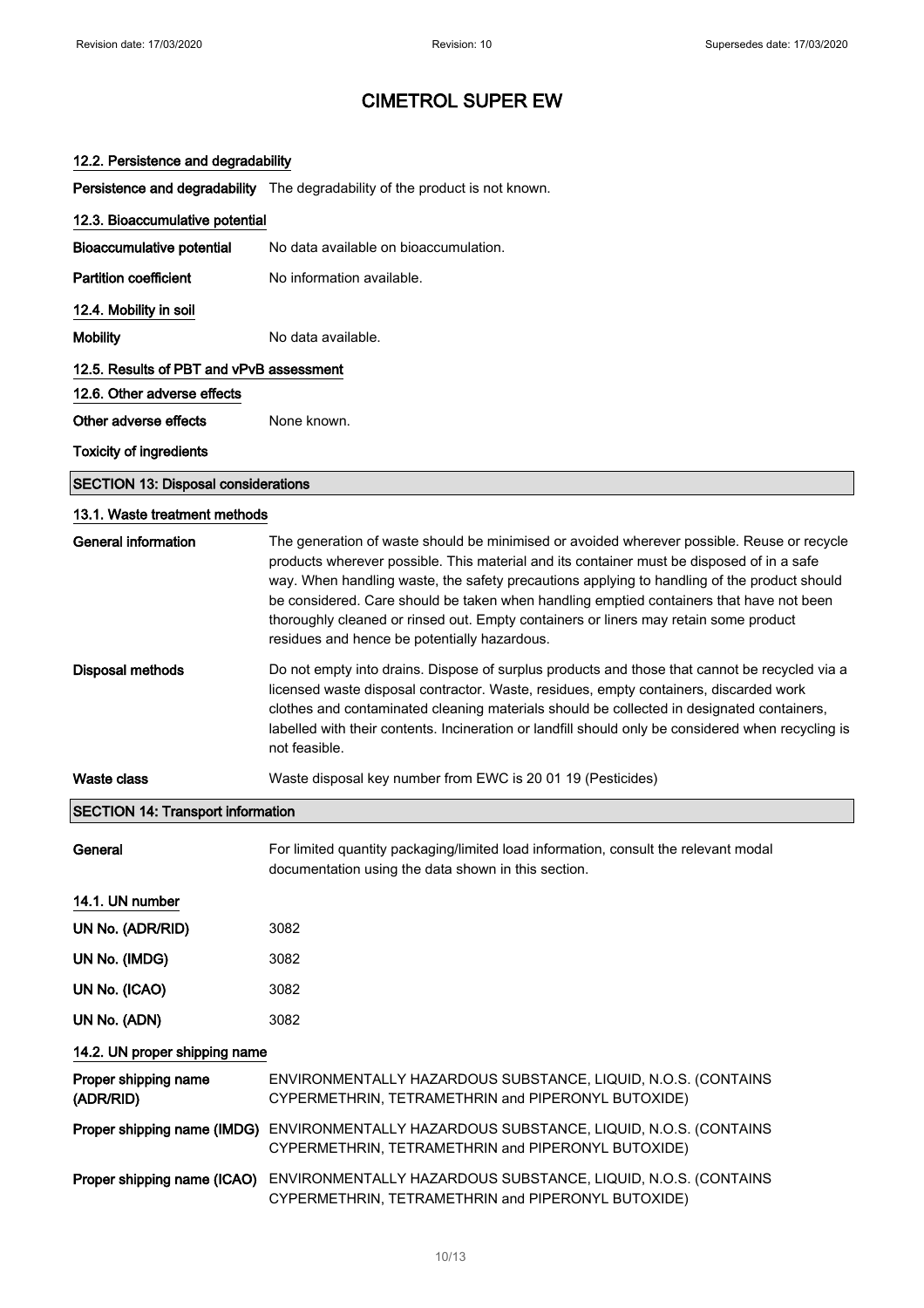# CIMETROL SUPER EW

### 12.2. Persistence and degradability

**Persistence and degradability** The degradability of the product is not known.

### 12.3. Bioaccumulative potential

**Bioaccumulative potential** No data available on bioaccumulation.

**Partition coefficient** No information available.

### 12.4. Mobility in soil

**Mobility** No data available.

### 12.5. Results of PBT and vPvB assessment

### 12.6. Other adverse effects

**Other adverse effects** None known.

**Toxicity of ingredients**

## SECTION 13: Disposal considerations

### 13.1. Waste treatment methods

**General information** The generation of waste should be minimised or avoided wherever possible. Reuse or recycle products wherever possible. This material and its container must be disposed of in a safe way. When handling waste, the safety precautions applying to handling of the product should be considered. Care should be taken when handling emptied containers that have not been thoroughly cleaned or rinsed out. Empty containers or liners may retain some product residues and hence be potentially hazardous.

**Disposal methods** Do not empty into drains. Dispose of surplus products and those that cannot be recycled via a licensed waste disposal contractor. Waste, residues, empty containers, discarded work clothes and contaminated cleaning materials should be collected in designated containers, labelled with their contents. Incineration or landfill should only be considered when recycling is not feasible.

**Waste class** Waste disposal key number from EWC is 20 01 19 (Pesticides)

## SECTION 14: Transport information

**General** For limited quantity packaging/limited load information, consult the relevant modal documentation using the data shown in this section.

### 14.1. UN number

**UN No. (ADR/RID)** 3082

**UN No. (IMDG)** 3082

**UN No. (ICAO)** 3082

**UN No. (ADN)** 3082

### 14.2. UN proper shipping name

**Proper shipping name (ADR/RID)** ENVIRONMENTALLY HAZARDOUS SUBSTANCE, LIQUID, N.O.S. (CONTAINS CYPERMETHRIN, TETRAMETHRIN and PIPERONYL BUTOXIDE)

**Proper shipping name (IMDG)** ENVIRONMENTALLY HAZARDOUS SUBSTANCE, LIQUID, N.O.S. (CONTAINS CYPERMETHRIN, TETRAMETHRIN and PIPERONYL BUTOXIDE)

**Proper shipping name (ICAO)** ENVIRONMENTALLY HAZARDOUS SUBSTANCE, LIQUID, N.O.S. (CONTAINS CYPERMETHRIN, TETRAMETHRIN and PIPERONYL BUTOXIDE)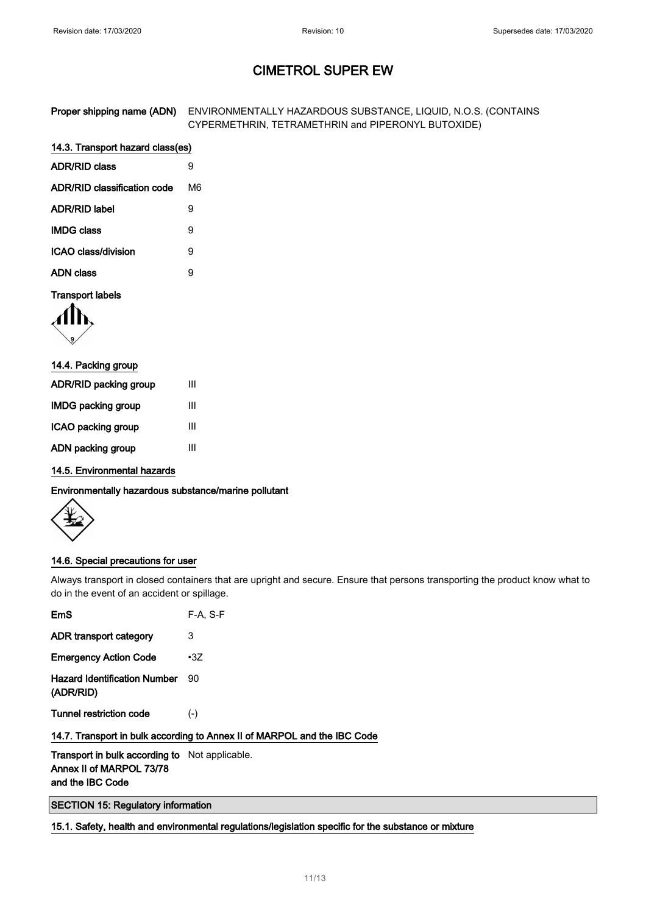# CIMETROL SUPER EW

| | |
|---|---|
| **Proper shipping name (ADN)** | ENVIRONMENTALLY HAZARDOUS SUBSTANCE, LIQUID, N.O.S. (CONTAINS CYPERMETHRIN, TETRAMETHRIN and PIPERONYL BUTOXIDE) |

### 14.3. Transport hazard class(es)

| | |
|---|---|
| **ADR/RID class** | 9 |
| **ADR/RID classification code** | M6 |
| **ADR/RID label** | 9 |
| **IMDG class** | 9 |
| **ICAO class/division** | 9 |
| **ADN class** | 9 |

**Transport labels**

### 14.4. Packing group

| | |
|---|---|
| **ADR/RID packing group** | III |
| **IMDG packing group** | III |
| **ICAO packing group** | III |
| **ADN packing group** | III |

### 14.5. Environmental hazards

**Environmentally hazardous substance/marine pollutant**

### 14.6. Special precautions for user

Always transport in closed containers that are upright and secure. Ensure that persons transporting the product know what to do in the event of an accident or spillage.

| | |
|---|---|
| **EmS** | F-A, S-F |
| **ADR transport category** | 3 |
| **Emergency Action Code** | •3Z |
| **Hazard Identification Number (ADR/RID)** | 90 |
| **Tunnel restriction code** | (-) |

### 14.7. Transport in bulk according to Annex II of MARPOL and the IBC Code

| | |
|---|---|
| **Transport in bulk according to Annex II of MARPOL 73/78 and the IBC Code** | Not applicable. |

## SECTION 15: Regulatory information

### 15.1. Safety, health and environmental regulations/legislation specific for the substance or mixture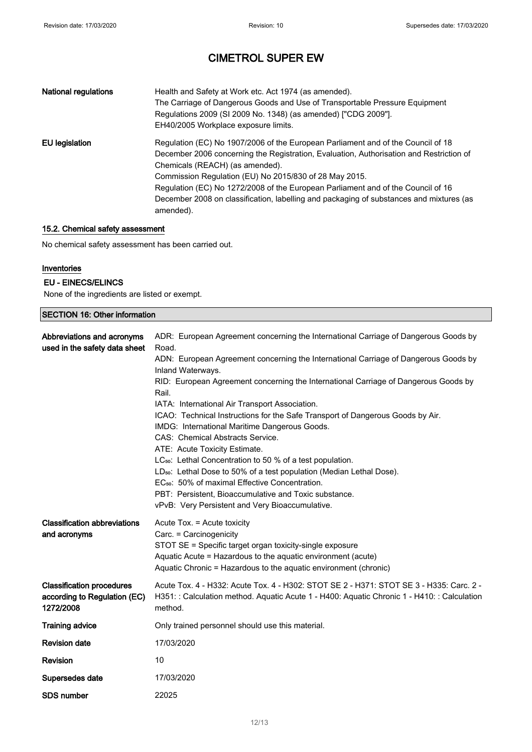# CIMETROL SUPER EW

| | |
|---|---|
| **National regulations** | Health and Safety at Work etc. Act 1974 (as amended).<br>The Carriage of Dangerous Goods and Use of Transportable Pressure Equipment Regulations 2009 (SI 2009 No. 1348) (as amended) ["CDG 2009"].<br>EH40/2005 Workplace exposure limits. |
| **EU legislation** | Regulation (EC) No 1907/2006 of the European Parliament and of the Council of 18 December 2006 concerning the Registration, Evaluation, Authorisation and Restriction of Chemicals (REACH) (as amended).<br>Commission Regulation (EU) No 2015/830 of 28 May 2015.<br>Regulation (EC) No 1272/2008 of the European Parliament and of the Council of 16 December 2008 on classification, labelling and packaging of substances and mixtures (as amended). |

### 15.2. Chemical safety assessment

No chemical safety assessment has been carried out.

### Inventories

#### EU - EINECS/ELINCS

None of the ingredients are listed or exempt.

## SECTION 16: Other information

| | |
|---|---|
| **Abbreviations and acronyms used in the safety data sheet** | ADR: European Agreement concerning the International Carriage of Dangerous Goods by Road.<br>ADN: European Agreement concerning the International Carriage of Dangerous Goods by Inland Waterways.<br>RID: European Agreement concerning the International Carriage of Dangerous Goods by Rail.<br>IATA: International Air Transport Association.<br>ICAO: Technical Instructions for the Safe Transport of Dangerous Goods by Air.<br>IMDG: International Maritime Dangerous Goods.<br>CAS: Chemical Abstracts Service.<br>ATE: Acute Toxicity Estimate.<br>$LC_{50}$: Lethal Concentration to 50 % of a test population.<br>$LD_{50}$: Lethal Dose to 50% of a test population (Median Lethal Dose).<br>$EC_{50}$: 50% of maximal Effective Concentration.<br>PBT: Persistent, Bioaccumulative and Toxic substance.<br>vPvB: Very Persistent and Very Bioaccumulative. |
| **Classification abbreviations and acronyms** | Acute Tox. = Acute toxicity<br>Carc. = Carcinogenicity<br>STOT SE = Specific target organ toxicity-single exposure<br>Aquatic Acute = Hazardous to the aquatic environment (acute)<br>Aquatic Chronic = Hazardous to the aquatic environment (chronic) |
| **Classification procedures according to Regulation (EC) 1272/2008** | Acute Tox. 4 - H332: Acute Tox. 4 - H302: STOT SE 2 - H371: STOT SE 3 - H335: Carc. 2 - H351: : Calculation method. Aquatic Acute 1 - H400: Aquatic Chronic 1 - H410: : Calculation method. |
| **Training advice** | Only trained personnel should use this material. |
| **Revision date** | 17/03/2020 |
| **Revision** | 10 |
| **Supersedes date** | 17/03/2020 |
| **SDS number** | 22025 |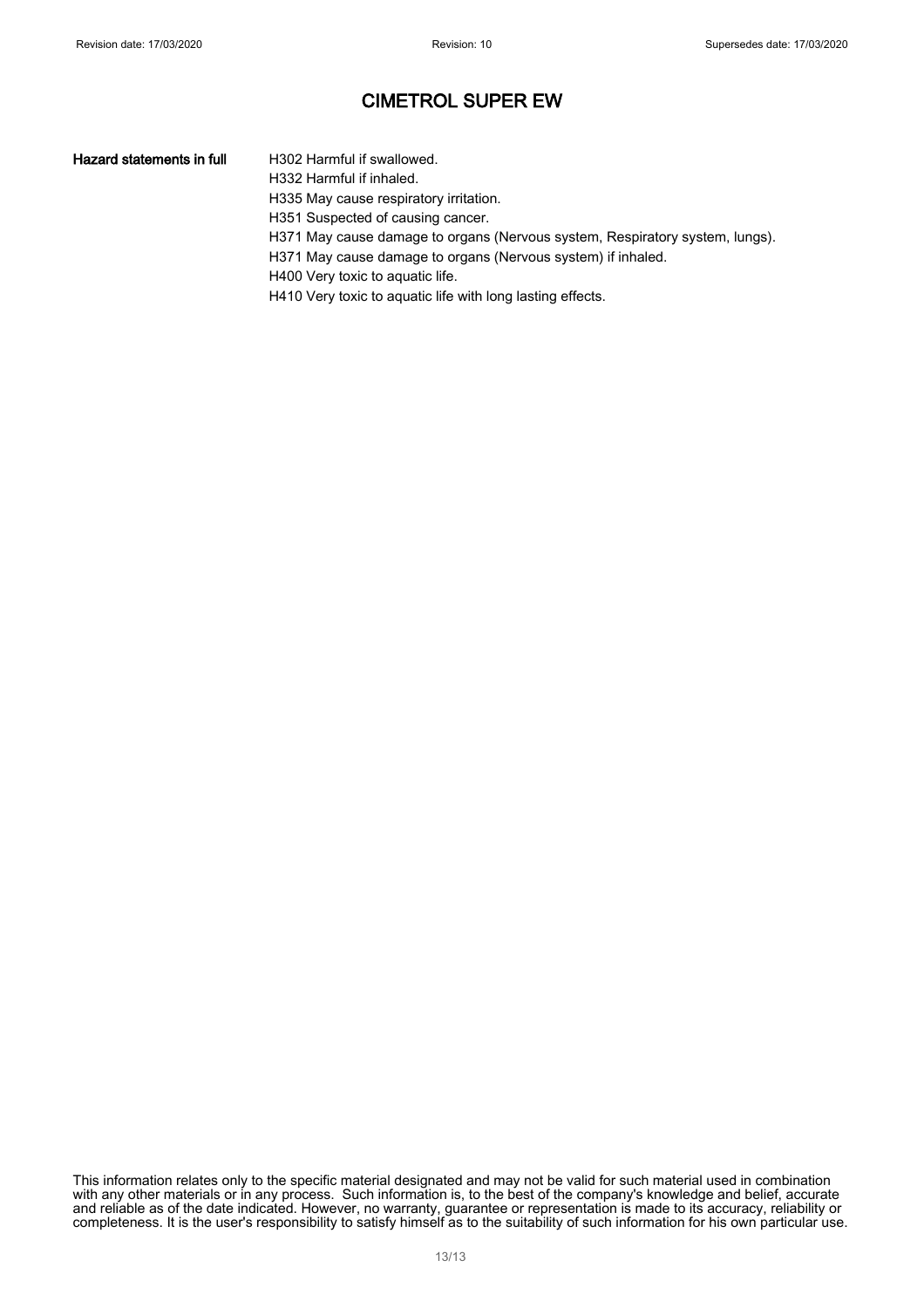# CIMETROL SUPER EW

**Hazard statements in full**

H302 Harmful if swallowed.
H332 Harmful if inhaled.
H335 May cause respiratory irritation.
H351 Suspected of causing cancer.
H371 May cause damage to organs (Nervous system, Respiratory system, lungs).
H371 May cause damage to organs (Nervous system) if inhaled.
H400 Very toxic to aquatic life.
H410 Very toxic to aquatic life with long lasting effects.

This information relates only to the specific material designated and may not be valid for such material used in combination with any other materials or in any process. Such information is, to the best of the company's knowledge and belief, accurate and reliable as of the date indicated. However, no warranty, guarantee or representation is made to its accuracy, reliability or completeness. It is the user's responsibility to satisfy himself as to the suitability of such information for his own particular use.